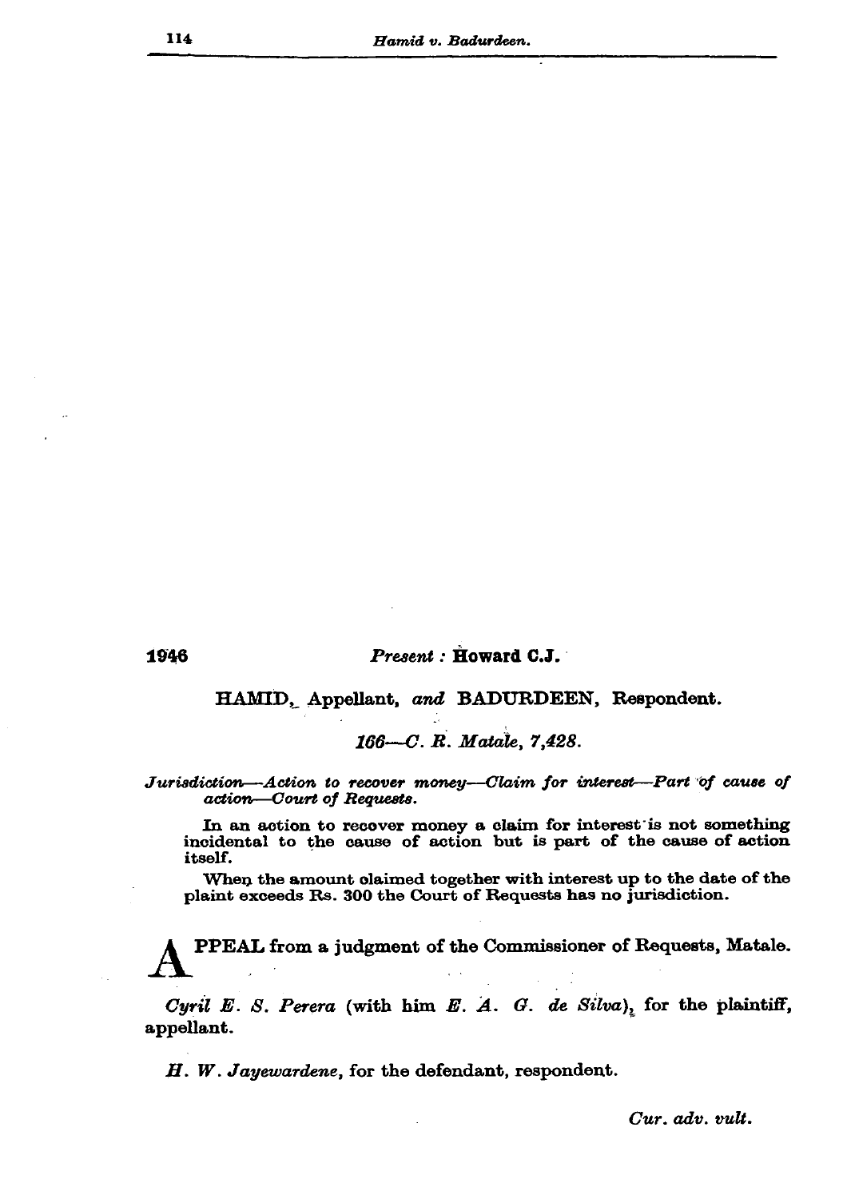1946

*Present :* **Howard C.J.**

HAMID, Appellant, *and* BADURDEEN, Respondent.

*166—C. R. Matale, 7,428.*

*Jurisdiction—Action to recover money—Claim for interest—Part of cause of action—Court of Requests.*

In an action to recover money a claim for interest is not something incidental to the cause of action but is part of the cause of action itself.

When the amount claimed together with interest up to the date of the plaint exceeds Rs. 300 the Court of Requests has no jurisdiction.

**APPEAL from a judgment of the Commissioner of Requests, Matale.**

*Cyril E. S. Perera* (with him *E. A. G. de Silva*), for the plaintiff, appellant.

*H. W. Jayewardene*, for the defendant, respondent.

*Cur. adv. vult.*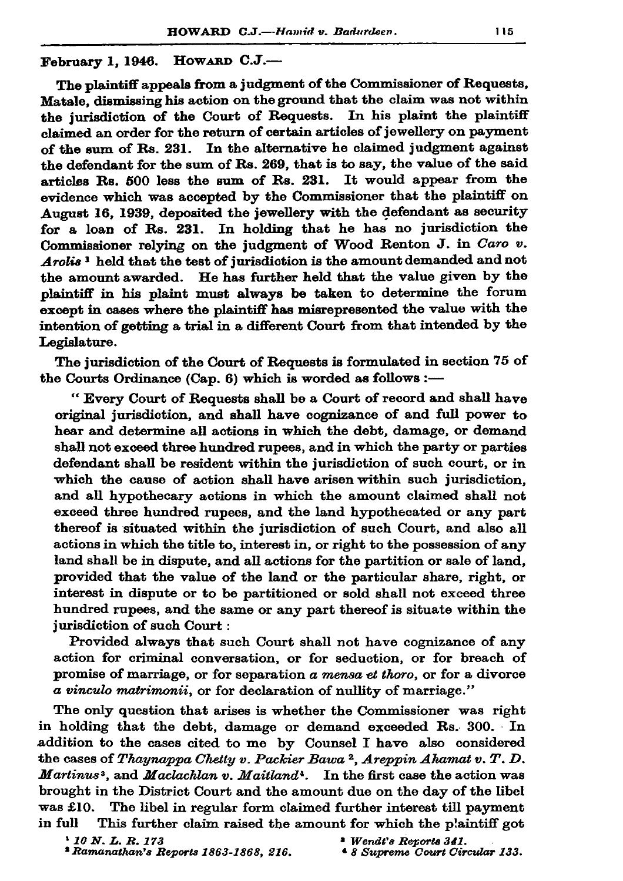February 1, 1946. HOWARD C.J.—

The plaintiff appeals from a judgment of the Commissioner of Requests, Matale, dismissing his action on the ground that the claim was not within the jurisdiction of the Court of Requests. In his plaint the plaintiff claimed an order for the return of certain articles of jewellery on payment of the sum of Rs. 231. In the alternative he claimed judgment against the defendant for the sum of Rs. 269, that is to say, the value of the said articles Rs. 500 less the sum of Rs. 231. It would appear from the evidence which was accepted by the Commissioner that the plaintiff on August 16, 1939, deposited the jewellery with the defendant as security for a loan of Rs. 231. In holding that he has no jurisdiction the Commissioner relying on the judgment of Wood Renton J. in *Caro v. Arolis* [1] held that the test of jurisdiction is the amount demanded and not the amount awarded. He has further held that the value given by the plaintiff in his plaint must always be taken to determine the forum except in cases where the plaintiff has misrepresented the value with the intention of getting a trial in a different Court from that intended by the Legislature.

The jurisdiction of the Court of Requests is formulated in section 75 of the Courts Ordinance (Cap. 6) which is worded as follows :—

> " Every Court of Requests shall be a Court of record and shall have original jurisdiction, and shall have cognizance of and full power to hear and determine all actions in which the debt, damage, or demand shall not exceed three hundred rupees, and in which the party or parties defendant shall be resident within the jurisdiction of such court, or in which the cause of action shall have arisen within such jurisdiction, and all hypothecary actions in which the amount claimed shall not exceed three hundred rupees, and the land hypothecated or any part thereof is situated within the jurisdiction of such Court, and also all actions in which the title to, interest in, or right to the possession of any land shall be in dispute, and all actions for the partition or sale of land, provided that the value of the land or the particular share, right, or interest in dispute or to be partitioned or sold shall not exceed three hundred rupees, and the same or any part thereof is situate within the jurisdiction of such Court :
>
> Provided always that such Court shall not have cognizance of any action for criminal conversation, or for seduction, or for breach of promise of marriage, or for separation *a mensa et thoro*, or for a divorce *a vinculo matrimonii*, or for declaration of nullity of marriage."

The only question that arises is whether the Commissioner was right in holding that the debt, damage or demand exceeded Rs. 300. In addition to the cases cited to me by Counsel I have also considered the cases of *Thaynappa Chetty v. Packier Bawa* [2], *Areppin Ahamat v. T. D. Martinus* [3], and *Maclachlan v. Maitland* [4]. In the first case the action was brought in the District Court and the amount due on the day of the libel was £10. The libel in regular form claimed further interest till payment in full This further claim raised the amount for which the plaintiff got

[1] *10 N. L. R. 173*

[2] *Ramanathan's Reports 1863-1868, 216.*

[3] *Wendt's Reports 341.*

[4] *8 Supreme Court Circular 133.*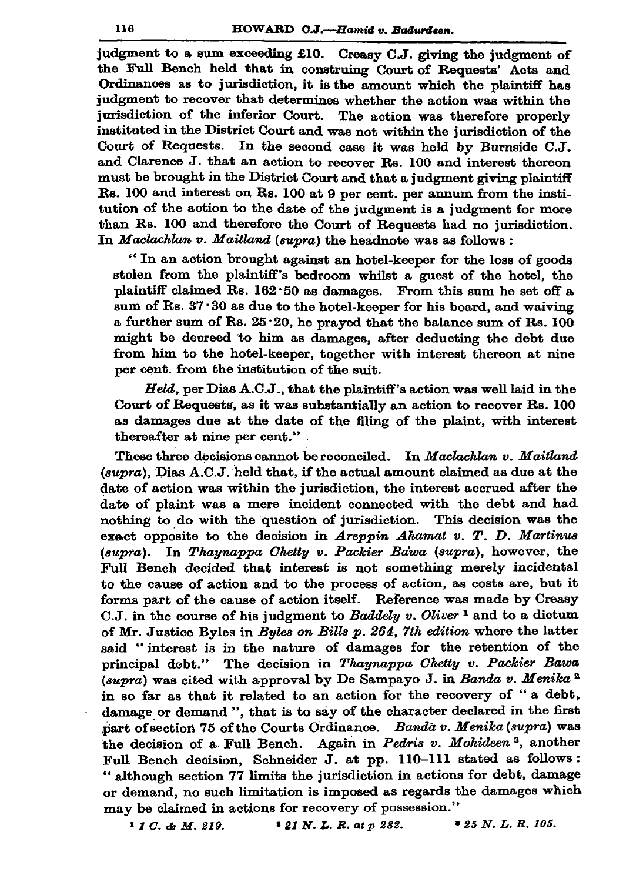judgment to a sum exceeding £10. Creasy C.J. giving the judgment of the Full Bench held that in construing Court of Requests' Acts and Ordinances as to jurisdiction, it is the amount which the plaintiff has judgment to recover that determines whether the action was within the jurisdiction of the inferior Court. The action was therefore properly instituted in the District Court and was not within the jurisdiction of the Court of Requests. In the second case it was held by Burnside C.J. and Clarence J. that an action to recover Rs. 100 and interest thereon must be brought in the District Court and that a judgment giving plaintiff Rs. 100 and interest on Rs. 100 at 9 per cent. per annum from the institution of the action to the date of the judgment is a judgment for more than Rs. 100 and therefore the Court of Requests had no jurisdiction. In *Maclachlan v. Maitland* (*supra*) the headnote was as follows :

> " In an action brought against an hotel-keeper for the loss of goods stolen from the plaintiff's bedroom whilst a guest of the hotel, the plaintiff claimed Rs. 162·50 as damages. From this sum he set off a sum of Rs. 37·30 as due to the hotel-keeper for his board, and waiving a further sum of Rs. 25·20, he prayed that the balance sum of Rs. 100 might be decreed to him as damages, after deducting the debt due from him to the hotel-keeper, together with interest thereon at nine per cent. from the institution of the suit.
>
> *Held*, per Dias A.C.J., that the plaintiff's action was well laid in the Court of Requests, as it was substantially an action to recover Rs. 100 as damages due at the date of the filing of the plaint, with interest thereafter at nine per cent."

These three decisions cannot be reconciled. In *Maclachlan v. Maitland* (*supra*), Dias A.C.J. held that, if the actual amount claimed as due at the date of action was within the jurisdiction, the interest accrued after the date of plaint was a mere incident connected with the debt and had nothing to do with the question of jurisdiction. This decision was the exact opposite to the decision in *Areppin Ahamat v. T. D. Martinus* (*supra*). In *Thaynappa Chetty v. Packier Bawa* (*supra*), however, the Full Bench decided that interest is not something merely incidental to the cause of action and to the process of action, as costs are, but it forms part of the cause of action itself. Reference was made by Creasy C.J. in the course of his judgment to *Baddely v. Oliver* [1] and to a dictum of Mr. Justice Byles in *Byles on Bills p. 264, 7th edition* where the latter said "interest is in the nature of damages for the retention of the principal debt." The decision in *Thaynappa Chetty v. Packier Bawa* (*supra*) was cited with approval by De Sampayo J. in *Banda v. Menika* [2] in so far as that it related to an action for the recovery of "a debt, damage or demand", that is to say of the character declared in the first part of section 75 of the Courts Ordinance. *Banda v. Menika* (*supra*) was the decision of a Full Bench. Again in *Pedris v. Mohideen* [3], another Full Bench decision, Schneider J. at pp. 110–111 stated as follows: " although section 77 limits the jurisdiction in actions for debt, damage or demand, no such limitation is imposed as regards the damages which may be claimed in actions for recovery of possession."

[1] *1 C. & M. 219.* [2] *21 N. L. R. at p 282.* [3] *25 N. L. R. 105.*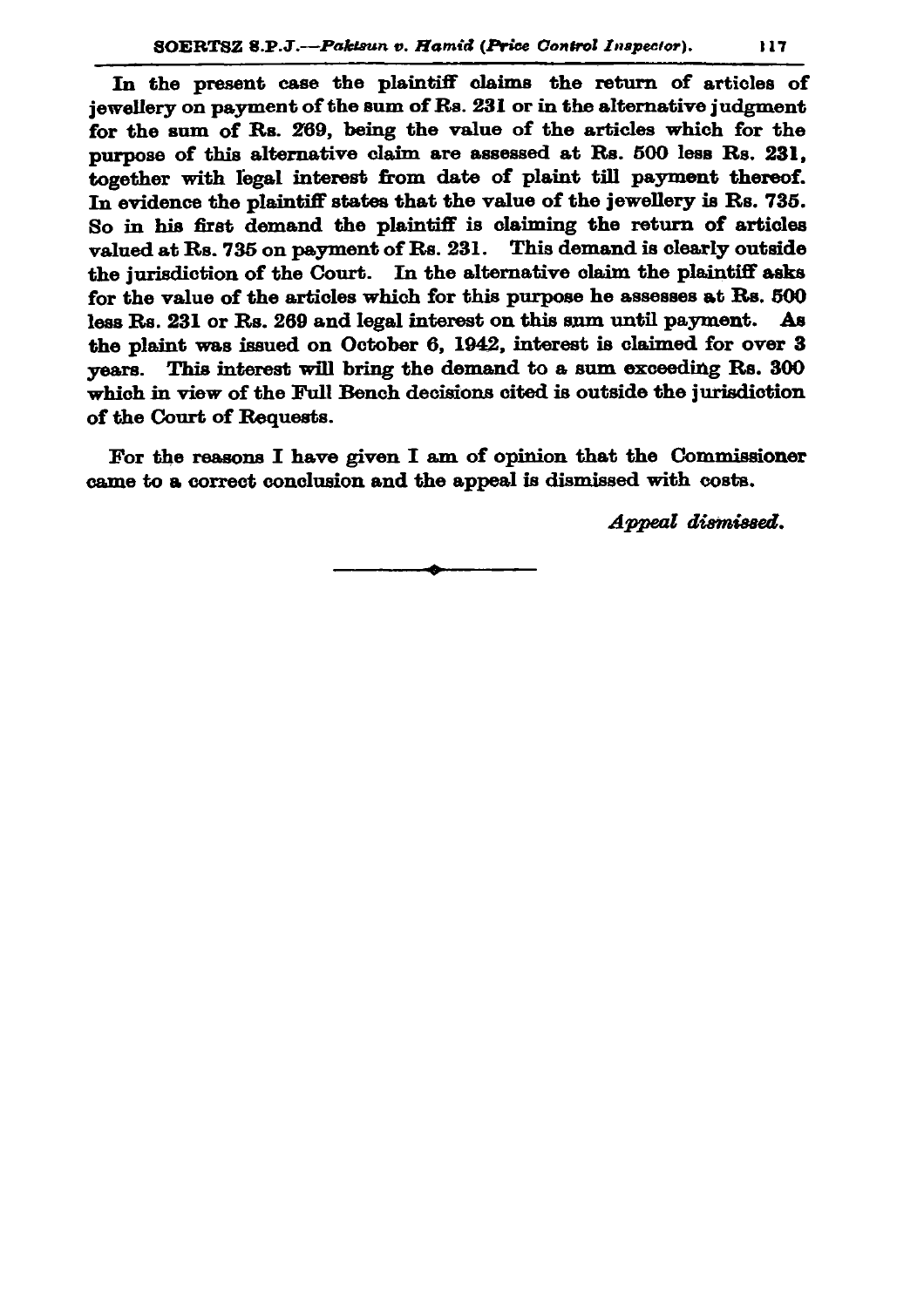In the present case the plaintiff claims the return of articles of jewellery on payment of the sum of Rs. 231 or in the alternative judgment for the sum of Rs. 269, being the value of the articles which for the purpose of this alternative claim are assessed at Rs. 500 less Rs. 231, together with legal interest from date of plaint till payment thereof. In evidence the plaintiff states that the value of the jewellery is Rs. 735. So in his first demand the plaintiff is claiming the return of articles valued at Rs. 735 on payment of Rs. 231. This demand is clearly outside the jurisdiction of the Court. In the alternative claim the plaintiff asks for the value of the articles which for this purpose he assesses at Rs. 500 less Rs. 231 or Rs. 269 and legal interest on this sum until payment. As the plaint was issued on October 6, 1942, interest is claimed for over 3 years. This interest will bring the demand to a sum exceeding Rs. 300 which in view of the Full Bench decisions cited is outside the jurisdiction of the Court of Requests.

For the reasons I have given I am of opinion that the Commissioner came to a correct conclusion and the appeal is dismissed with costs.

*Appeal dismissed.*